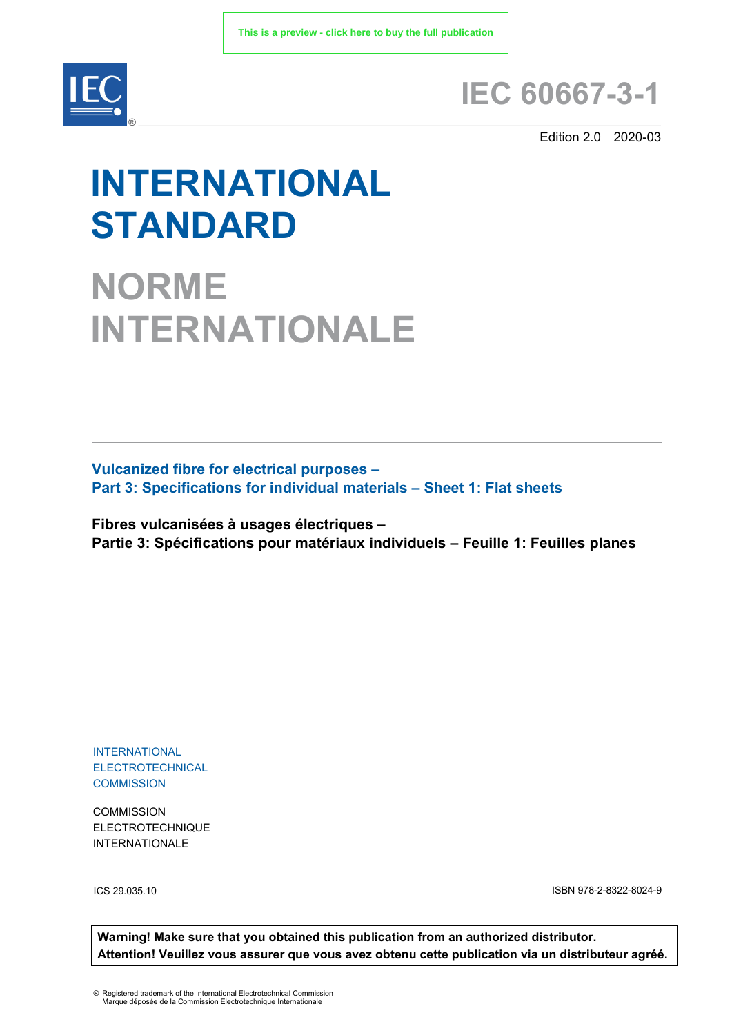This is a preview - click here to buy the full publication

# IEC 60667-3-1

Edition 2.0 2020-03

# INTERNATIONAL STANDARD

# NORME INTERNATIONALE

**Vulcanized fibre for electrical purposes –**
**Part 3: Specifications for individual materials – Sheet 1: Flat sheets**

**Fibres vulcanisées à usages électriques –**
**Partie 3: Spécifications pour matériaux individuels – Feuille 1: Feuilles planes**

INTERNATIONAL
ELECTROTECHNICAL
COMMISSION

COMMISSION
ELECTROTECHNIQUE
INTERNATIONALE

ICS 29.035.10

ISBN 978-2-8322-8024-9

**Warning! Make sure that you obtained this publication from an authorized distributor.**
**Attention! Veuillez vous assurer que vous avez obtenu cette publication via un distributeur agréé.**

® Registered trademark of the International Electrotechnical Commission
Marque déposée de la Commission Electrotechnique Internationale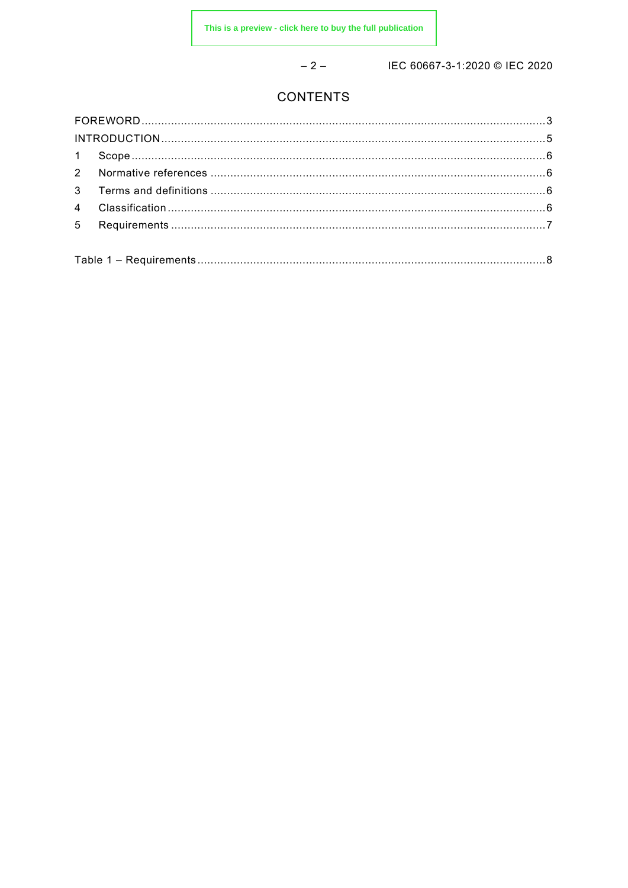# CONTENTS

FOREWORD ........................................................................................................................ 3
INTRODUCTION ................................................................................................................... 5
1 Scope ............................................................................................................................ 6
2 Normative references ..................................................................................................... 6
3 Terms and definitions .................................................................................................... 6
4 Classification ................................................................................................................. 6
5 Requirements ................................................................................................................ 7

Table 1 – Requirements ........................................................................................................ 8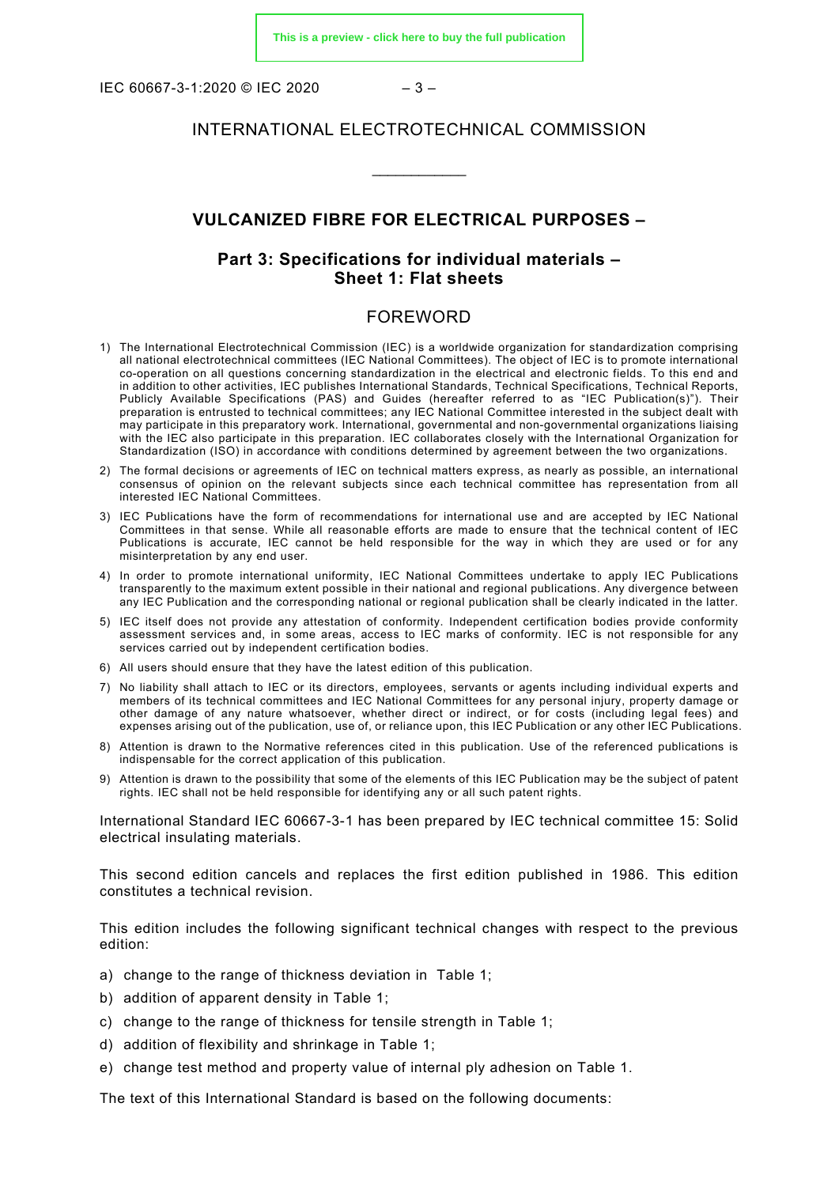# INTERNATIONAL ELECTROTECHNICAL COMMISSION

___________

## VULCANIZED FIBRE FOR ELECTRICAL PURPOSES –

## Part 3: Specifications for individual materials – Sheet 1: Flat sheets

## FOREWORD

1) The International Electrotechnical Commission (IEC) is a worldwide organization for standardization comprising all national electrotechnical committees (IEC National Committees). The object of IEC is to promote international co-operation on all questions concerning standardization in the electrical and electronic fields. To this end and in addition to other activities, IEC publishes International Standards, Technical Specifications, Technical Reports, Publicly Available Specifications (PAS) and Guides (hereafter referred to as "IEC Publication(s)"). Their preparation is entrusted to technical committees; any IEC National Committee interested in the subject dealt with may participate in this preparatory work. International, governmental and non-governmental organizations liaising with the IEC also participate in this preparation. IEC collaborates closely with the International Organization for Standardization (ISO) in accordance with conditions determined by agreement between the two organizations.
2) The formal decisions or agreements of IEC on technical matters express, as nearly as possible, an international consensus of opinion on the relevant subjects since each technical committee has representation from all interested IEC National Committees.
3) IEC Publications have the form of recommendations for international use and are accepted by IEC National Committees in that sense. While all reasonable efforts are made to ensure that the technical content of IEC Publications is accurate, IEC cannot be held responsible for the way in which they are used or for any misinterpretation by any end user.
4) In order to promote international uniformity, IEC National Committees undertake to apply IEC Publications transparently to the maximum extent possible in their national and regional publications. Any divergence between any IEC Publication and the corresponding national or regional publication shall be clearly indicated in the latter.
5) IEC itself does not provide any attestation of conformity. Independent certification bodies provide conformity assessment services and, in some areas, access to IEC marks of conformity. IEC is not responsible for any services carried out by independent certification bodies.
6) All users should ensure that they have the latest edition of this publication.
7) No liability shall attach to IEC or its directors, employees, servants or agents including individual experts and members of its technical committees and IEC National Committees for any personal injury, property damage or other damage of any nature whatsoever, whether direct or indirect, or for costs (including legal fees) and expenses arising out of the publication, use of, or reliance upon, this IEC Publication or any other IEC Publications.
8) Attention is drawn to the Normative references cited in this publication. Use of the referenced publications is indispensable for the correct application of this publication.
9) Attention is drawn to the possibility that some of the elements of this IEC Publication may be the subject of patent rights. IEC shall not be held responsible for identifying any or all such patent rights.

International Standard IEC 60667-3-1 has been prepared by IEC technical committee 15: Solid electrical insulating materials.

This second edition cancels and replaces the first edition published in 1986. This edition constitutes a technical revision.

This edition includes the following significant technical changes with respect to the previous edition:

a) change to the range of thickness deviation in Table 1;
b) addition of apparent density in Table 1;
c) change to the range of thickness for tensile strength in Table 1;
d) addition of flexibility and shrinkage in Table 1;
e) change test method and property value of internal ply adhesion on Table 1.

The text of this International Standard is based on the following documents: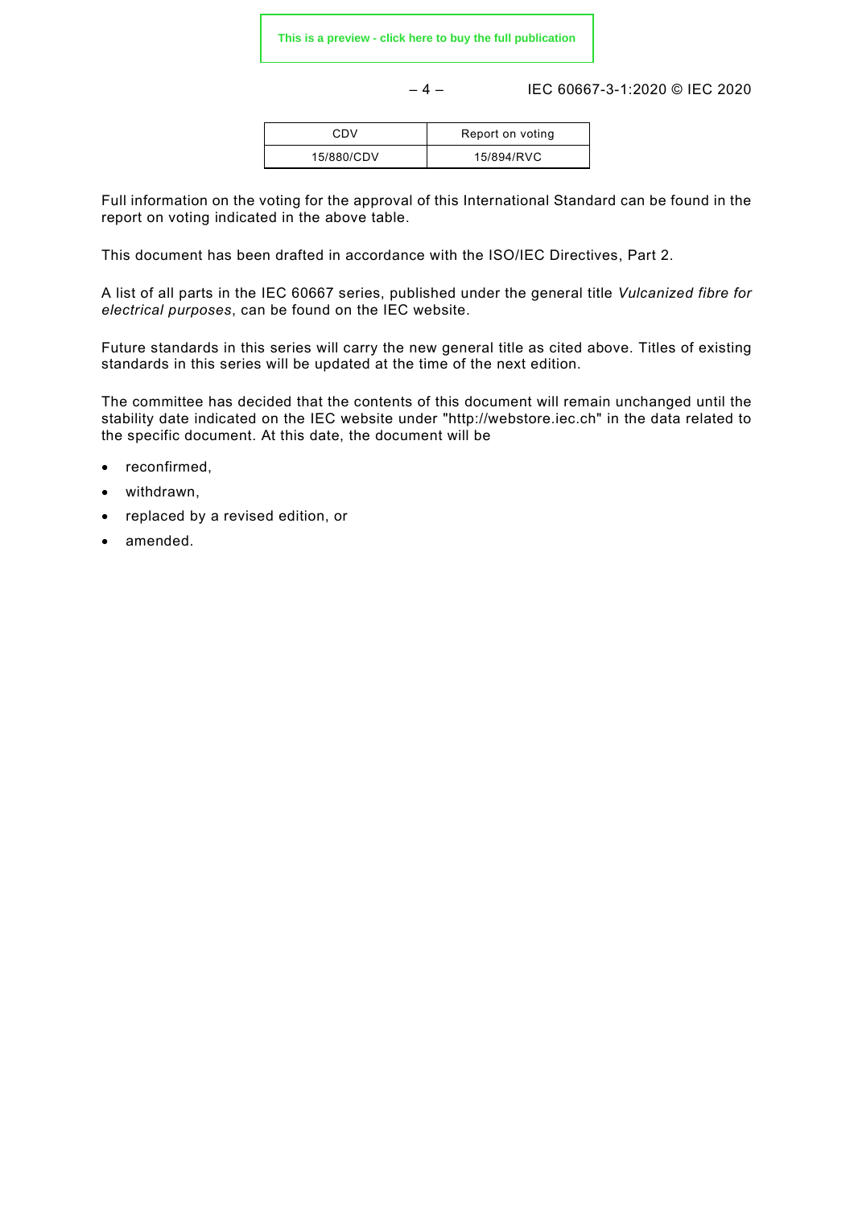| CDV | Report on voting |
| --- | --- |
| 15/880/CDV | 15/894/RVC |

Full information on the voting for the approval of this International Standard can be found in the report on voting indicated in the above table.

This document has been drafted in accordance with the ISO/IEC Directives, Part 2.

A list of all parts in the IEC 60667 series, published under the general title *Vulcanized fibre for electrical purposes*, can be found on the IEC website.

Future standards in this series will carry the new general title as cited above. Titles of existing standards in this series will be updated at the time of the next edition.

The committee has decided that the contents of this document will remain unchanged until the stability date indicated on the IEC website under "http://webstore.iec.ch" in the data related to the specific document. At this date, the document will be

- reconfirmed,
- withdrawn,
- replaced by a revised edition, or
- amended.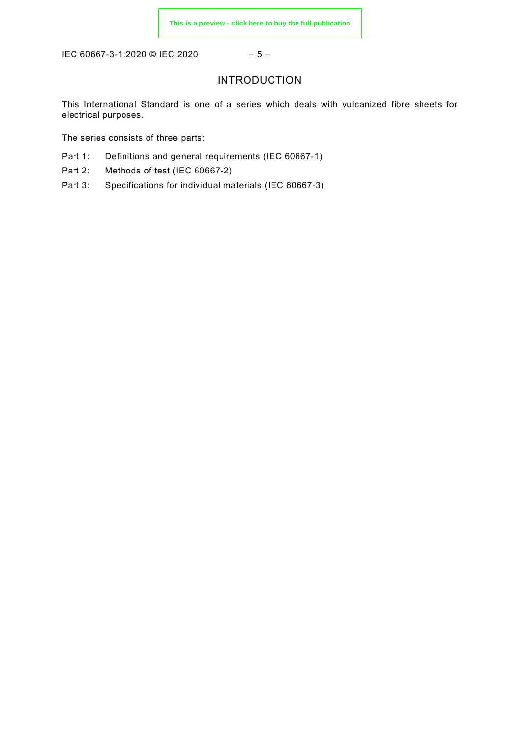# INTRODUCTION

This International Standard is one of a series which deals with vulcanized fibre sheets for electrical purposes.

The series consists of three parts:

Part 1: Definitions and general requirements (IEC 60667-1)

Part 2: Methods of test (IEC 60667-2)

Part 3: Specifications for individual materials (IEC 60667-3)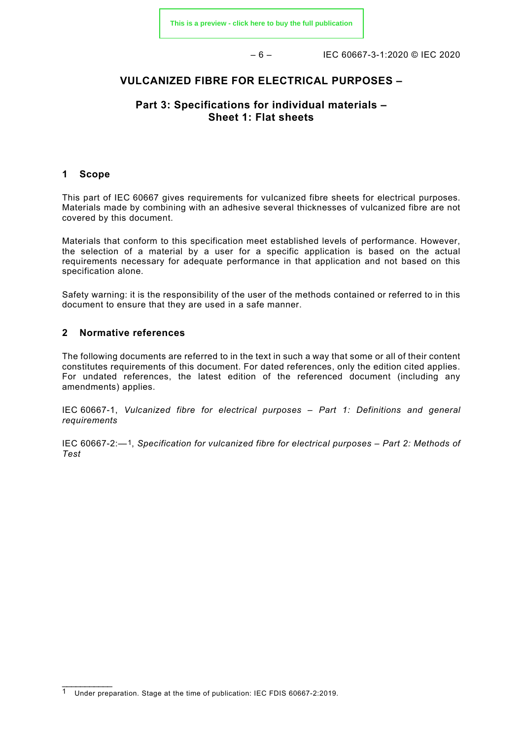# VULCANIZED FIBRE FOR ELECTRICAL PURPOSES –

## Part 3: Specifications for individual materials – Sheet 1: Flat sheets

## 1 Scope

This part of IEC 60667 gives requirements for vulcanized fibre sheets for electrical purposes. Materials made by combining with an adhesive several thicknesses of vulcanized fibre are not covered by this document.

Materials that conform to this specification meet established levels of performance. However, the selection of a material by a user for a specific application is based on the actual requirements necessary for adequate performance in that application and not based on this specification alone.

Safety warning: it is the responsibility of the user of the methods contained or referred to in this document to ensure that they are used in a safe manner.

## 2 Normative references

The following documents are referred to in the text in such a way that some or all of their content constitutes requirements of this document. For dated references, only the edition cited applies. For undated references, the latest edition of the referenced document (including any amendments) applies.

IEC 60667-1, *Vulcanized fibre for electrical purposes – Part 1: Definitions and general requirements*

IEC 60667-2:—[1], *Specification for vulcanized fibre for electrical purposes – Part 2: Methods of Test*

---

[1] Under preparation. Stage at the time of publication: IEC FDIS 60667-2:2019.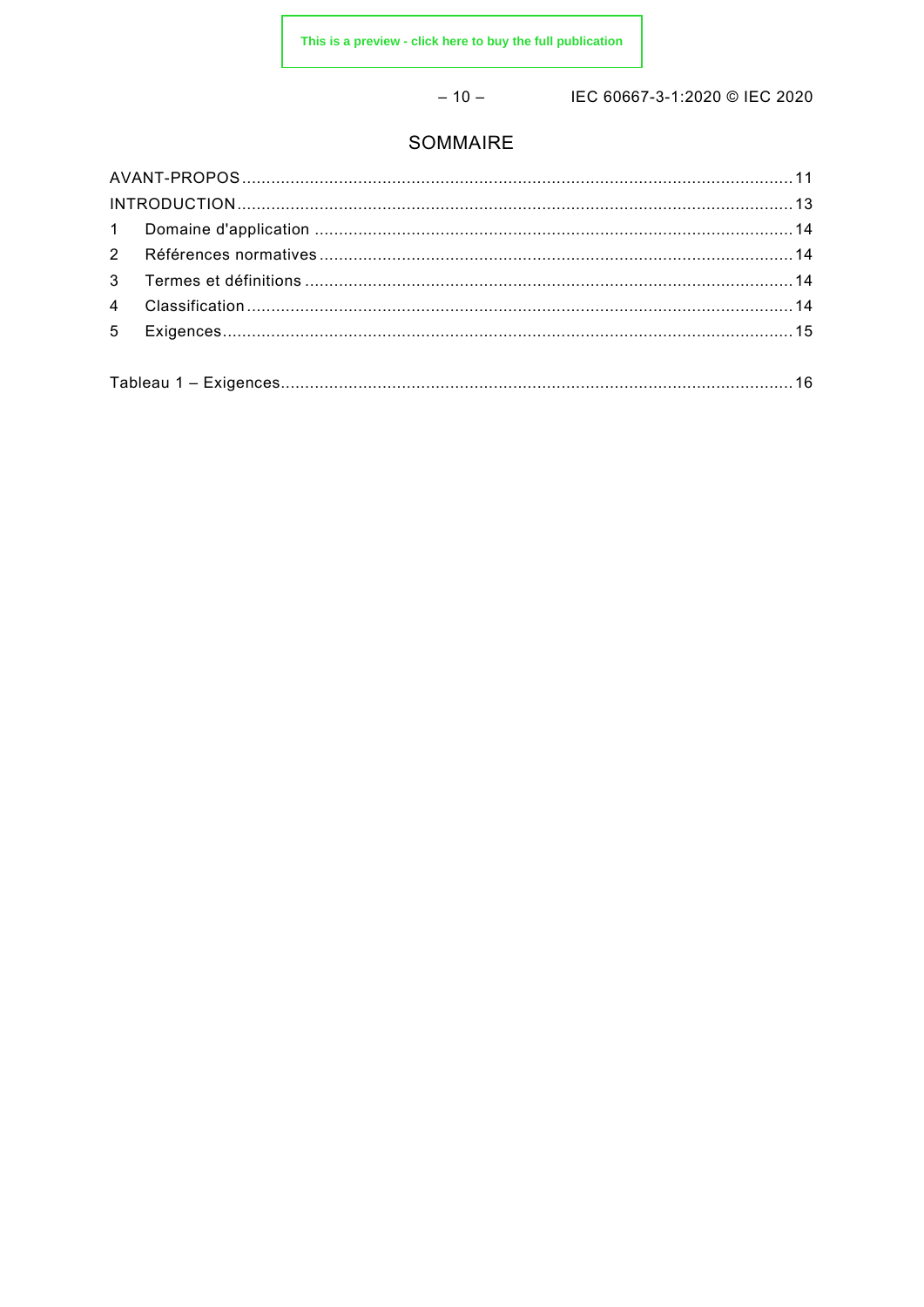# SOMMAIRE

AVANT-PROPOS .......................................................... 11
INTRODUCTION .......................................................... 13
1 Domaine d'application .......................................................... 14
2 Références normatives .......................................................... 14
3 Termes et définitions .......................................................... 14
4 Classification .......................................................... 14
5 Exigences .......................................................... 15

Tableau 1 – Exigences .......................................................... 16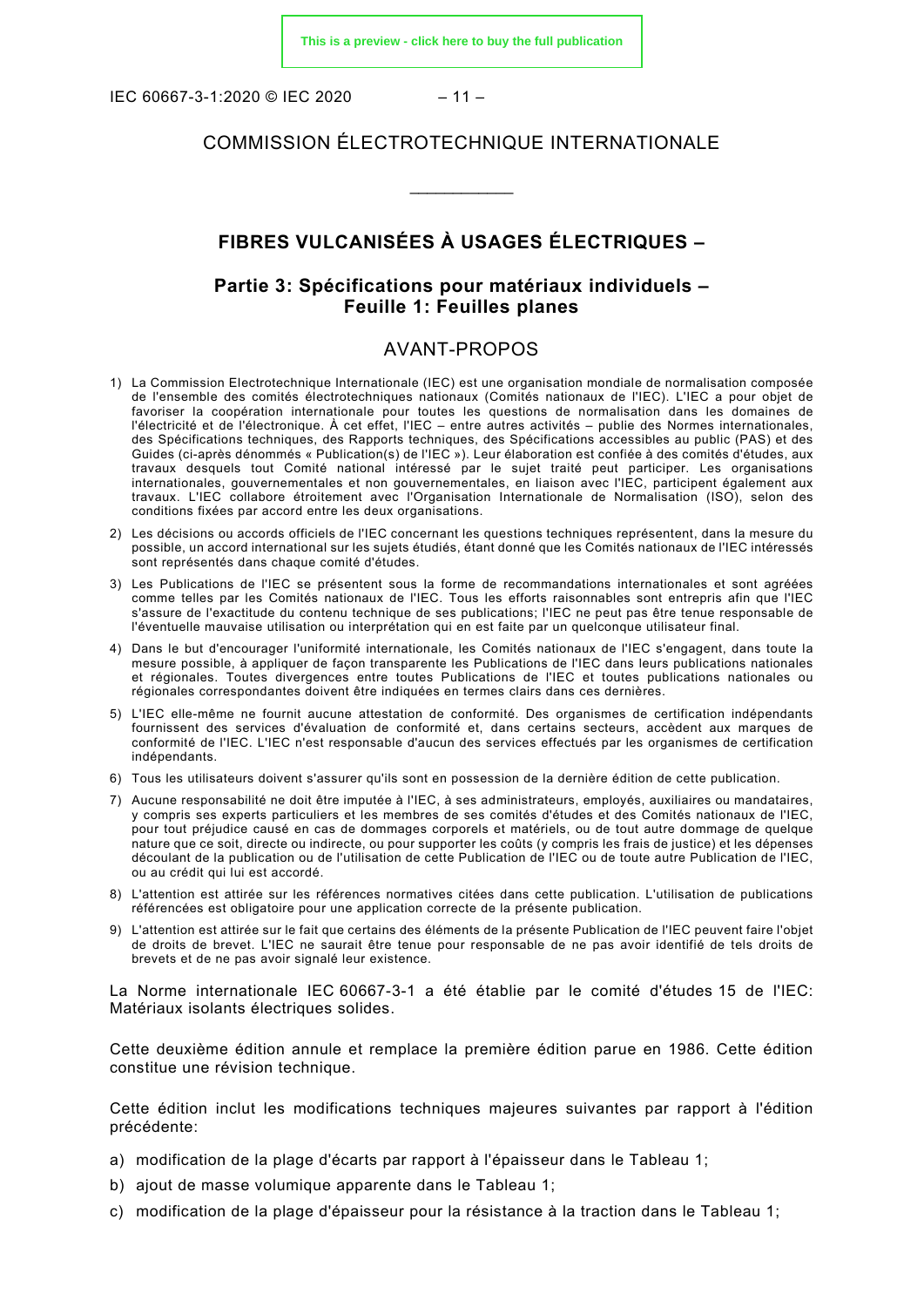COMMISSION ÉLECTROTECHNIQUE INTERNATIONALE

\_\_\_\_\_\_\_\_\_\_\_\_

# FIBRES VULCANISÉES À USAGES ÉLECTRIQUES –

## Partie 3: Spécifications pour matériaux individuels – Feuille 1: Feuilles planes

## AVANT-PROPOS

1) La Commission Electrotechnique Internationale (IEC) est une organisation mondiale de normalisation composée de l'ensemble des comités électrotechniques nationaux (Comités nationaux de l'IEC). L'IEC a pour objet de favoriser la coopération internationale pour toutes les questions de normalisation dans les domaines de l'électricité et de l'électronique. À cet effet, l'IEC – entre autres activités – publie des Normes internationales, des Spécifications techniques, des Rapports techniques, des Spécifications accessibles au public (PAS) et des Guides (ci-après dénommés « Publication(s) de l'IEC »). Leur élaboration est confiée à des comités d'études, aux travaux desquels tout Comité national intéressé par le sujet traité peut participer. Les organisations internationales, gouvernementales et non gouvernementales, en liaison avec l'IEC, participent également aux travaux. L'IEC collabore étroitement avec l'Organisation Internationale de Normalisation (ISO), selon des conditions fixées par accord entre les deux organisations.
2) Les décisions ou accords officiels de l'IEC concernant les questions techniques représentent, dans la mesure du possible, un accord international sur les sujets étudiés, étant donné que les Comités nationaux de l'IEC intéressés sont représentés dans chaque comité d'études.
3) Les Publications de l'IEC se présentent sous la forme de recommandations internationales et sont agréées comme telles par les Comités nationaux de l'IEC. Tous les efforts raisonnables sont entrepris afin que l'IEC s'assure de l'exactitude du contenu technique de ses publications; l'IEC ne peut pas être tenue responsable de l'éventuelle mauvaise utilisation ou interprétation qui en est faite par un quelconque utilisateur final.
4) Dans le but d'encourager l'uniformité internationale, les Comités nationaux de l'IEC s'engagent, dans toute la mesure possible, à appliquer de façon transparente les Publications de l'IEC dans leurs publications nationales et régionales. Toutes divergences entre toutes Publications de l'IEC et toutes publications nationales ou régionales correspondantes doivent être indiquées en termes clairs dans ces dernières.
5) L'IEC elle-même ne fournit aucune attestation de conformité. Des organismes de certification indépendants fournissent des services d'évaluation de conformité et, dans certains secteurs, accèdent aux marques de conformité de l'IEC. L'IEC n'est responsable d'aucun des services effectués par les organismes de certification indépendants.
6) Tous les utilisateurs doivent s'assurer qu'ils sont en possession de la dernière édition de cette publication.
7) Aucune responsabilité ne doit être imputée à l'IEC, à ses administrateurs, employés, auxiliaires ou mandataires, y compris ses experts particuliers et les membres de ses comités d'études et des Comités nationaux de l'IEC, pour tout préjudice causé en cas de dommages corporels et matériels, ou de tout autre dommage de quelque nature que ce soit, directe ou indirecte, ou pour supporter les coûts (y compris les frais de justice) et les dépenses découlant de la publication ou de l'utilisation de cette Publication de l'IEC ou de toute autre Publication de l'IEC, ou au crédit qui lui est accordé.
8) L'attention est attirée sur les références normatives citées dans cette publication. L'utilisation de publications référencées est obligatoire pour une application correcte de la présente publication.
9) L'attention est attirée sur le fait que certains des éléments de la présente Publication de l'IEC peuvent faire l'objet de droits de brevet. L'IEC ne saurait être tenue pour responsable de ne pas avoir identifié de tels droits de brevets et de ne pas avoir signalé leur existence.

La Norme internationale IEC 60667-3-1 a été établie par le comité d'études 15 de l'IEC: Matériaux isolants électriques solides.

Cette deuxième édition annule et remplace la première édition parue en 1986. Cette édition constitue une révision technique.

Cette édition inclut les modifications techniques majeures suivantes par rapport à l'édition précédente:

a) modification de la plage d'écarts par rapport à l'épaisseur dans le Tableau 1;
b) ajout de masse volumique apparente dans le Tableau 1;
c) modification de la plage d'épaisseur pour la résistance à la traction dans le Tableau 1;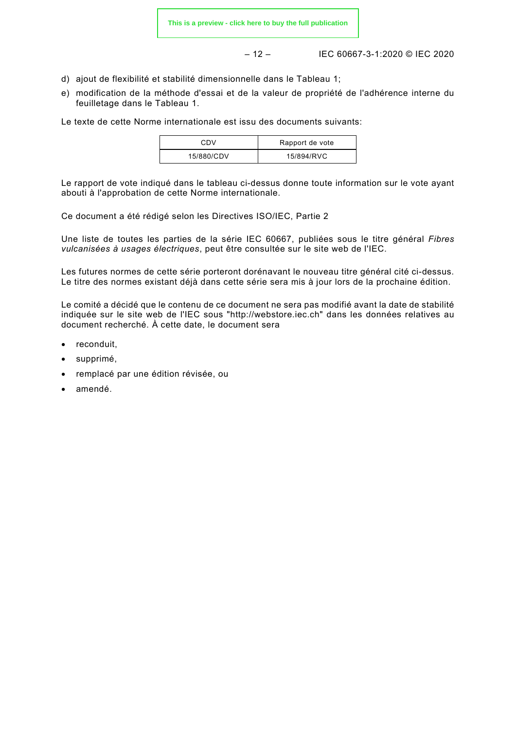d) ajout de flexibilité et stabilité dimensionnelle dans le Tableau 1;

e) modification de la méthode d'essai et de la valeur de propriété de l'adhérence interne du feuilletage dans le Tableau 1.

Le texte de cette Norme internationale est issu des documents suivants:

| CDV | Rapport de vote |
| --- | --- |
| 15/880/CDV | 15/894/RVC |

Le rapport de vote indiqué dans le tableau ci-dessus donne toute information sur le vote ayant abouti à l'approbation de cette Norme internationale.

Ce document a été rédigé selon les Directives ISO/IEC, Partie 2

Une liste de toutes les parties de la série IEC 60667, publiées sous le titre général *Fibres vulcanisées à usages électriques*, peut être consultée sur le site web de l'IEC.

Les futures normes de cette série porteront dorénavant le nouveau titre général cité ci-dessus. Le titre des normes existant déjà dans cette série sera mis à jour lors de la prochaine édition.

Le comité a décidé que le contenu de ce document ne sera pas modifié avant la date de stabilité indiquée sur le site web de l'IEC sous "http://webstore.iec.ch" dans les données relatives au document recherché. À cette date, le document sera

- reconduit,
- supprimé,
- remplacé par une édition révisée, ou
- amendé.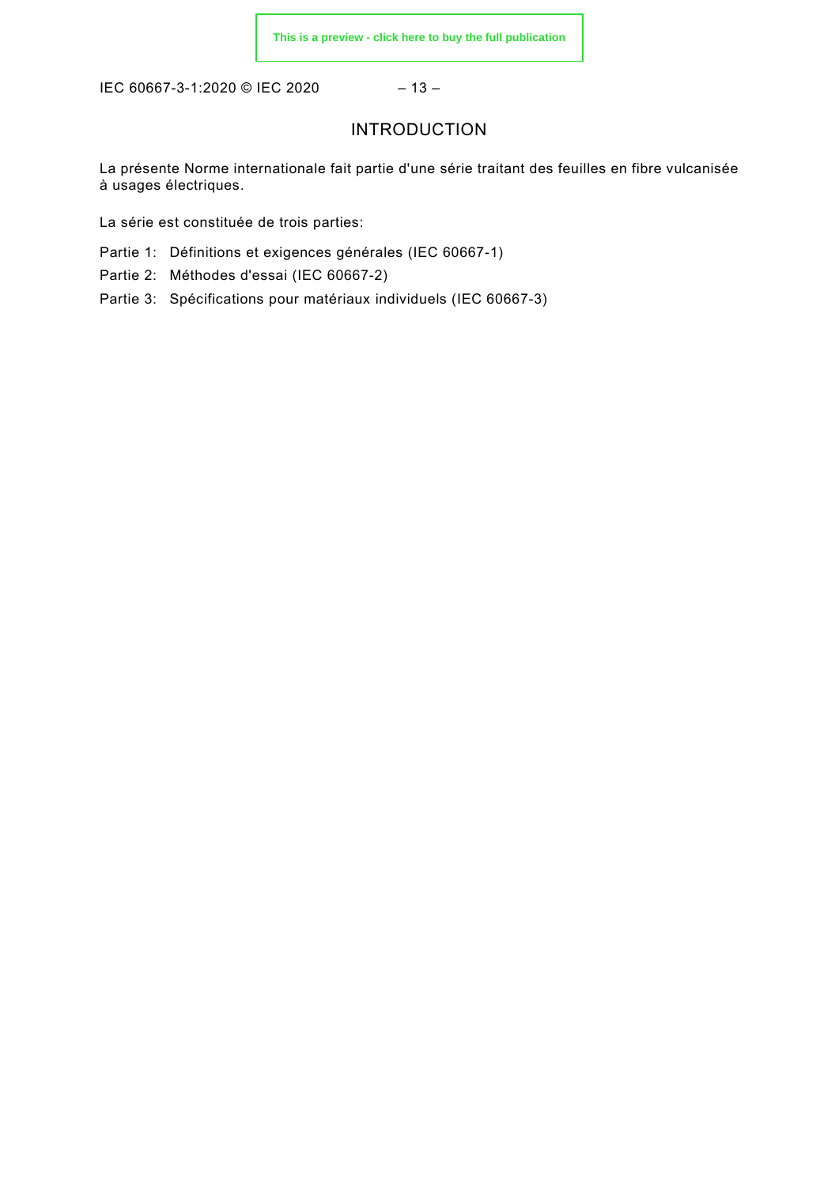# INTRODUCTION

La présente Norme internationale fait partie d'une série traitant des feuilles en fibre vulcanisée à usages électriques.

La série est constituée de trois parties:

Partie 1: Définitions et exigences générales (IEC 60667-1)

Partie 2: Méthodes d'essai (IEC 60667-2)

Partie 3: Spécifications pour matériaux individuels (IEC 60667-3)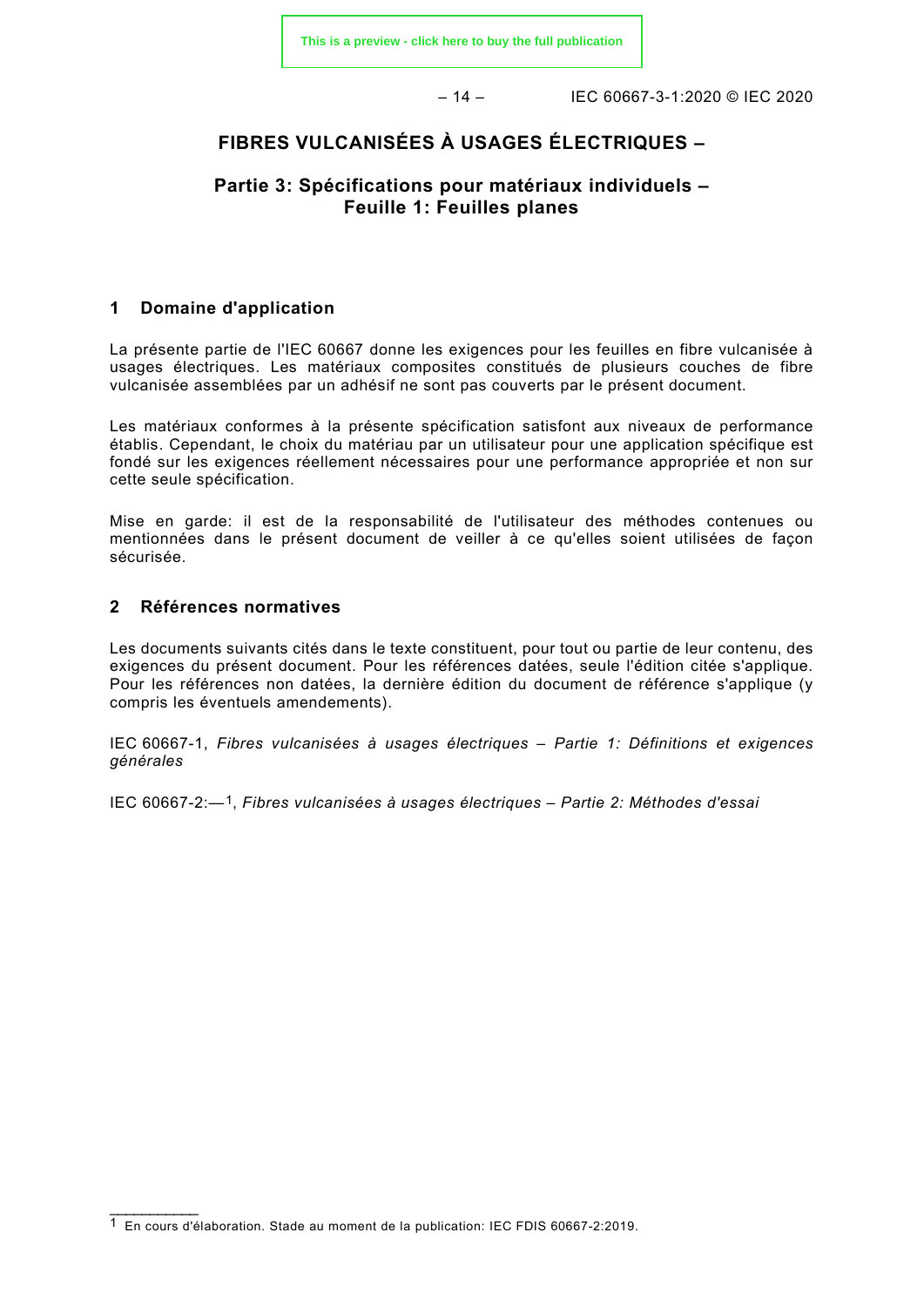# FIBRES VULCANISÉES À USAGES ÉLECTRIQUES –

## Partie 3: Spécifications pour matériaux individuels – Feuille 1: Feuilles planes

## 1 Domaine d'application

La présente partie de l'IEC 60667 donne les exigences pour les feuilles en fibre vulcanisée à usages électriques. Les matériaux composites constitués de plusieurs couches de fibre vulcanisée assemblées par un adhésif ne sont pas couverts par le présent document.

Les matériaux conformes à la présente spécification satisfont aux niveaux de performance établis. Cependant, le choix du matériau par un utilisateur pour une application spécifique est fondé sur les exigences réellement nécessaires pour une performance appropriée et non sur cette seule spécification.

Mise en garde: il est de la responsabilité de l'utilisateur des méthodes contenues ou mentionnées dans le présent document de veiller à ce qu'elles soient utilisées de façon sécurisée.

## 2 Références normatives

Les documents suivants cités dans le texte constituent, pour tout ou partie de leur contenu, des exigences du présent document. Pour les références datées, seule l'édition citée s'applique. Pour les références non datées, la dernière édition du document de référence s'applique (y compris les éventuels amendements).

IEC 60667-1, *Fibres vulcanisées à usages électriques – Partie 1: Définitions et exigences générales*

IEC 60667-2:—[1], *Fibres vulcanisées à usages électriques – Partie 2: Méthodes d'essai*

---

[1] En cours d'élaboration. Stade au moment de la publication: IEC FDIS 60667-2:2019.